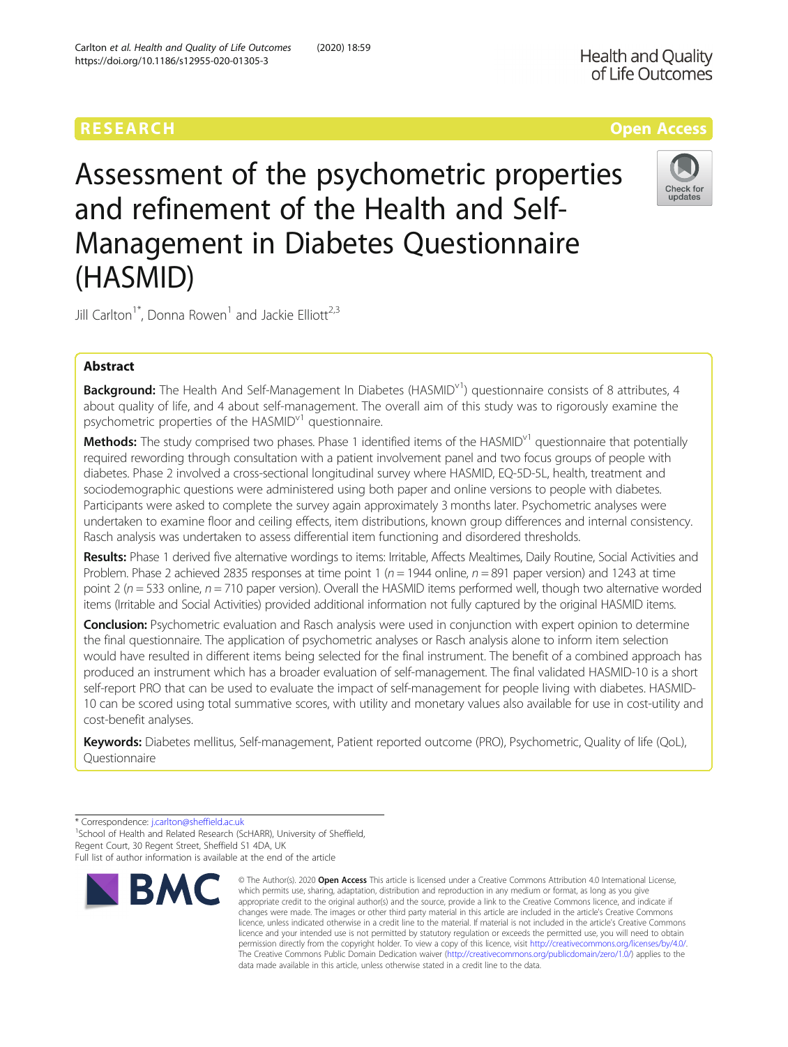RESEARCH

Open Access

# Assessment of the psychometric properties and refinement of the Health and Self-Management in Diabetes Questionnaire (HASMID)

Jill Carlton[1*], Donna Rowen[1] and Jackie Elliott[2,3]

## Abstract

**Background:** The Health And Self-Management In Diabetes (HASMID$^{v1}$) questionnaire consists of 8 attributes, 4 about quality of life, and 4 about self-management. The overall aim of this study was to rigorously examine the psychometric properties of the HASMID$^{v1}$ questionnaire.

**Methods:** The study comprised two phases. Phase 1 identified items of the HASMID$^{v1}$ questionnaire that potentially required rewording through consultation with a patient involvement panel and two focus groups of people with diabetes. Phase 2 involved a cross-sectional longitudinal survey where HASMID, EQ-5D-5L, health, treatment and sociodemographic questions were administered using both paper and online versions to people with diabetes. Participants were asked to complete the survey again approximately 3 months later. Psychometric analyses were undertaken to examine floor and ceiling effects, item distributions, known group differences and internal consistency. Rasch analysis was undertaken to assess differential item functioning and disordered thresholds.

**Results:** Phase 1 derived five alternative wordings to items: Irritable, Affects Mealtimes, Daily Routine, Social Activities and Problem. Phase 2 achieved 2835 responses at time point 1 ($n$ = 1944 online, $n$ = 891 paper version) and 1243 at time point 2 ($n$ = 533 online, $n$ = 710 paper version). Overall the HASMID items performed well, though two alternative worded items (Irritable and Social Activities) provided additional information not fully captured by the original HASMID items.

**Conclusion:** Psychometric evaluation and Rasch analysis were used in conjunction with expert opinion to determine the final questionnaire. The application of psychometric analyses or Rasch analysis alone to inform item selection would have resulted in different items being selected for the final instrument. The benefit of a combined approach has produced an instrument which has a broader evaluation of self-management. The final validated HASMID-10 is a short self-report PRO that can be used to evaluate the impact of self-management for people living with diabetes. HASMID-10 can be scored using total summative scores, with utility and monetary values also available for use in cost-utility and cost-benefit analyses.

**Keywords:** Diabetes mellitus, Self-management, Patient reported outcome (PRO), Psychometric, Quality of life (QoL), Questionnaire

---

* Correspondence: j.carlton@sheffield.ac.uk
[1]School of Health and Related Research (ScHARR), University of Sheffield, Regent Court, 30 Regent Street, Sheffield S1 4DA, UK
Full list of author information is available at the end of the article

© The Author(s). 2020 **Open Access** This article is licensed under a Creative Commons Attribution 4.0 International License, which permits use, sharing, adaptation, distribution and reproduction in any medium or format, as long as you give appropriate credit to the original author(s) and the source, provide a link to the Creative Commons licence, and indicate if changes were made. The images or other third party material in this article are included in the article's Creative Commons licence, unless indicated otherwise in a credit line to the material. If material is not included in the article's Creative Commons licence and your intended use is not permitted by statutory regulation or exceeds the permitted use, you will need to obtain permission directly from the copyright holder. To view a copy of this licence, visit http://creativecommons.org/licenses/by/4.0/. The Creative Commons Public Domain Dedication waiver (http://creativecommons.org/publicdomain/zero/1.0/) applies to the data made available in this article, unless otherwise stated in a credit line to the data.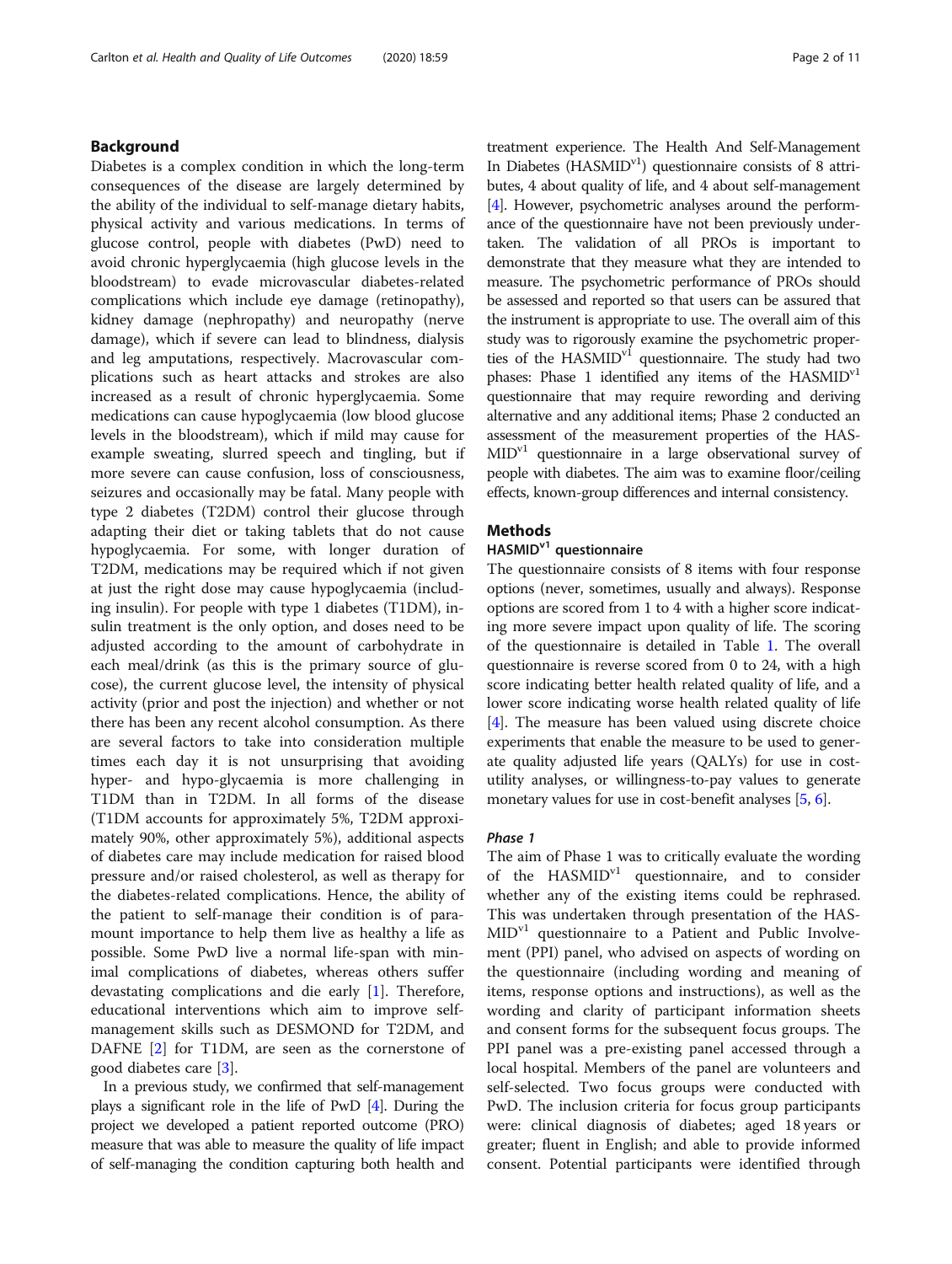## Background

Diabetes is a complex condition in which the long-term consequences of the disease are largely determined by the ability of the individual to self-manage dietary habits, physical activity and various medications. In terms of glucose control, people with diabetes (PwD) need to avoid chronic hyperglycaemia (high glucose levels in the bloodstream) to evade microvascular diabetes-related complications which include eye damage (retinopathy), kidney damage (nephropathy) and neuropathy (nerve damage), which if severe can lead to blindness, dialysis and leg amputations, respectively. Macrovascular complications such as heart attacks and strokes are also increased as a result of chronic hyperglycaemia. Some medications can cause hypoglycaemia (low blood glucose levels in the bloodstream), which if mild may cause for example sweating, slurred speech and tingling, but if more severe can cause confusion, loss of consciousness, seizures and occasionally may be fatal. Many people with type 2 diabetes (T2DM) control their glucose through adapting their diet or taking tablets that do not cause hypoglycaemia. For some, with longer duration of T2DM, medications may be required which if not given at just the right dose may cause hypoglycaemia (including insulin). For people with type 1 diabetes (T1DM), insulin treatment is the only option, and doses need to be adjusted according to the amount of carbohydrate in each meal/drink (as this is the primary source of glucose), the current glucose level, the intensity of physical activity (prior and post the injection) and whether or not there has been any recent alcohol consumption. As there are several factors to take into consideration multiple times each day it is not unsurprising that avoiding hyper- and hypo-glycaemia is more challenging in T1DM than in T2DM. In all forms of the disease (T1DM accounts for approximately 5%, T2DM approximately 90%, other approximately 5%), additional aspects of diabetes care may include medication for raised blood pressure and/or raised cholesterol, as well as therapy for the diabetes-related complications. Hence, the ability of the patient to self-manage their condition is of paramount importance to help them live as healthy a life as possible. Some PwD live a normal life-span with minimal complications of diabetes, whereas others suffer devastating complications and die early [1]. Therefore, educational interventions which aim to improve self-management skills such as DESMOND for T2DM, and DAFNE [2] for T1DM, are seen as the cornerstone of good diabetes care [3].

In a previous study, we confirmed that self-management plays a significant role in the life of PwD [4]. During the project we developed a patient reported outcome (PRO) measure that was able to measure the quality of life impact of self-managing the condition capturing both health and treatment experience. The Health And Self-Management In Diabetes (HASMID$^{v1}$) questionnaire consists of 8 attributes, 4 about quality of life, and 4 about self-management [4]. However, psychometric analyses around the performance of the questionnaire have not been previously undertaken. The validation of all PROs is important to demonstrate that they measure what they are intended to measure. The psychometric performance of PROs should be assessed and reported so that users can be assured that the instrument is appropriate to use. The overall aim of this study was to rigorously examine the psychometric properties of the HASMID$^{v1}$ questionnaire. The study had two phases: Phase 1 identified any items of the HASMID$^{v1}$ questionnaire that may require rewording and deriving alternative and any additional items; Phase 2 conducted an assessment of the measurement properties of the HASMID$^{v1}$ questionnaire in a large observational survey of people with diabetes. The aim was to examine floor/ceiling effects, known-group differences and internal consistency.

## Methods

### HASMID$^{v1}$ questionnaire

The questionnaire consists of 8 items with four response options (never, sometimes, usually and always). Response options are scored from 1 to 4 with a higher score indicating more severe impact upon quality of life. The scoring of the questionnaire is detailed in Table 1. The overall questionnaire is reverse scored from 0 to 24, with a high score indicating better health related quality of life, and a lower score indicating worse health related quality of life [4]. The measure has been valued using discrete choice experiments that enable the measure to be used to generate quality adjusted life years (QALYs) for use in cost-utility analyses, or willingness-to-pay values to generate monetary values for use in cost-benefit analyses [5, 6].

#### *Phase 1*

The aim of Phase 1 was to critically evaluate the wording of the HASMID$^{v1}$ questionnaire, and to consider whether any of the existing items could be rephrased. This was undertaken through presentation of the HASMID$^{v1}$ questionnaire to a Patient and Public Involvement (PPI) panel, who advised on aspects of wording on the questionnaire (including wording and meaning of items, response options and instructions), as well as the wording and clarity of participant information sheets and consent forms for the subsequent focus groups. The PPI panel was a pre-existing panel accessed through a local hospital. Members of the panel are volunteers and self-selected. Two focus groups were conducted with PwD. The inclusion criteria for focus group participants were: clinical diagnosis of diabetes; aged 18 years or greater; fluent in English; and able to provide informed consent. Potential participants were identified through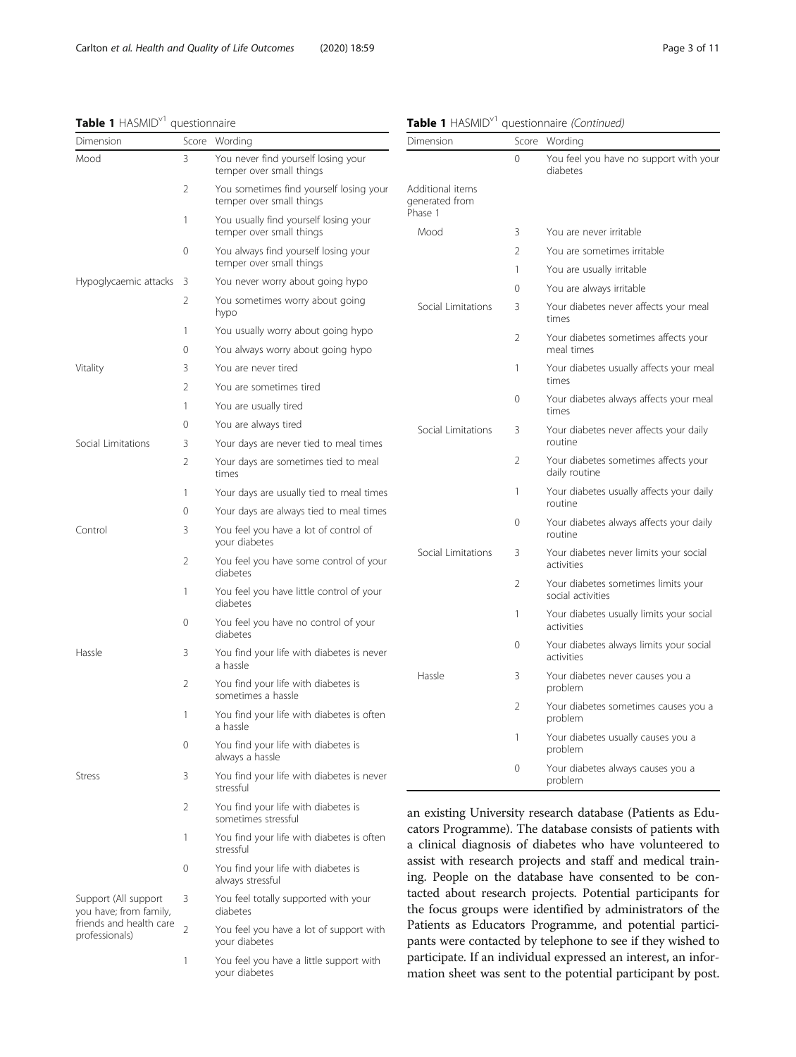**Table 1** HASMID[v1] questionnaire

| Dimension | Score | Wording |
|---|---|---|
| Mood | 3 | You never find yourself losing your temper over small things |
| | 2 | You sometimes find yourself losing your temper over small things |
| | 1 | You usually find yourself losing your temper over small things |
| | 0 | You always find yourself losing your temper over small things |
| Hypoglycaemic attacks | 3 | You never worry about going hypo |
| | 2 | You sometimes worry about going hypo |
| | 1 | You usually worry about going hypo |
| | 0 | You always worry about going hypo |
| Vitality | 3 | You are never tired |
| | 2 | You are sometimes tired |
| | 1 | You are usually tired |
| | 0 | You are always tired |
| Social Limitations | 3 | Your days are never tied to meal times |
| | 2 | Your days are sometimes tied to meal times |
| | 1 | Your days are usually tied to meal times |
| | 0 | Your days are always tied to meal times |
| Control | 3 | You feel you have a lot of control of your diabetes |
| | 2 | You feel you have some control of your diabetes |
| | 1 | You feel you have little control of your diabetes |
| | 0 | You feel you have no control of your diabetes |
| Hassle | 3 | You find your life with diabetes is never a hassle |
| | 2 | You find your life with diabetes is sometimes a hassle |
| | 1 | You find your life with diabetes is often a hassle |
| | 0 | You find your life with diabetes is always a hassle |
| Stress | 3 | You find your life with diabetes is never stressful |
| | 2 | You find your life with diabetes is sometimes stressful |
| | 1 | You find your life with diabetes is often stressful |
| | 0 | You find your life with diabetes is always stressful |
| Support (All support you have; from family, friends and health care professionals) | 3 | You feel totally supported with your diabetes |
| | 2 | You feel you have a lot of support with your diabetes |
| | 1 | You feel you have a little support with your diabetes |
| | 0 | You feel you have no support with your diabetes |
| Additional items generated from Phase 1 | | |
| Mood | 3 | You are never irritable |
| | 2 | You are sometimes irritable |
| | 1 | You are usually irritable |
| | 0 | You are always irritable |
| Social Limitations | 3 | Your diabetes never affects your meal times |
| | 2 | Your diabetes sometimes affects your meal times |
| | 1 | Your diabetes usually affects your meal times |
| | 0 | Your diabetes always affects your meal times |
| Social Limitations | 3 | Your diabetes never affects your daily routine |
| | 2 | Your diabetes sometimes affects your daily routine |
| | 1 | Your diabetes usually affects your daily routine |
| | 0 | Your diabetes always affects your daily routine |
| Social Limitations | 3 | Your diabetes never limits your social activities |
| | 2 | Your diabetes sometimes limits your social activities |
| | 1 | Your diabetes usually limits your social activities |
| | 0 | Your diabetes always limits your social activities |
| Hassle | 3 | Your diabetes never causes you a problem |
| | 2 | Your diabetes sometimes causes you a problem |
| | 1 | Your diabetes usually causes you a problem |
| | 0 | Your diabetes always causes you a problem |

an existing University research database (Patients as Educators Programme). The database consists of patients with a clinical diagnosis of diabetes who have volunteered to assist with research projects and staff and medical training. People on the database have consented to be contacted about research projects. Potential participants for the focus groups were identified by administrators of the Patients as Educators Programme, and potential participants were contacted by telephone to see if they wished to participate. If an individual expressed an interest, an information sheet was sent to the potential participant by post.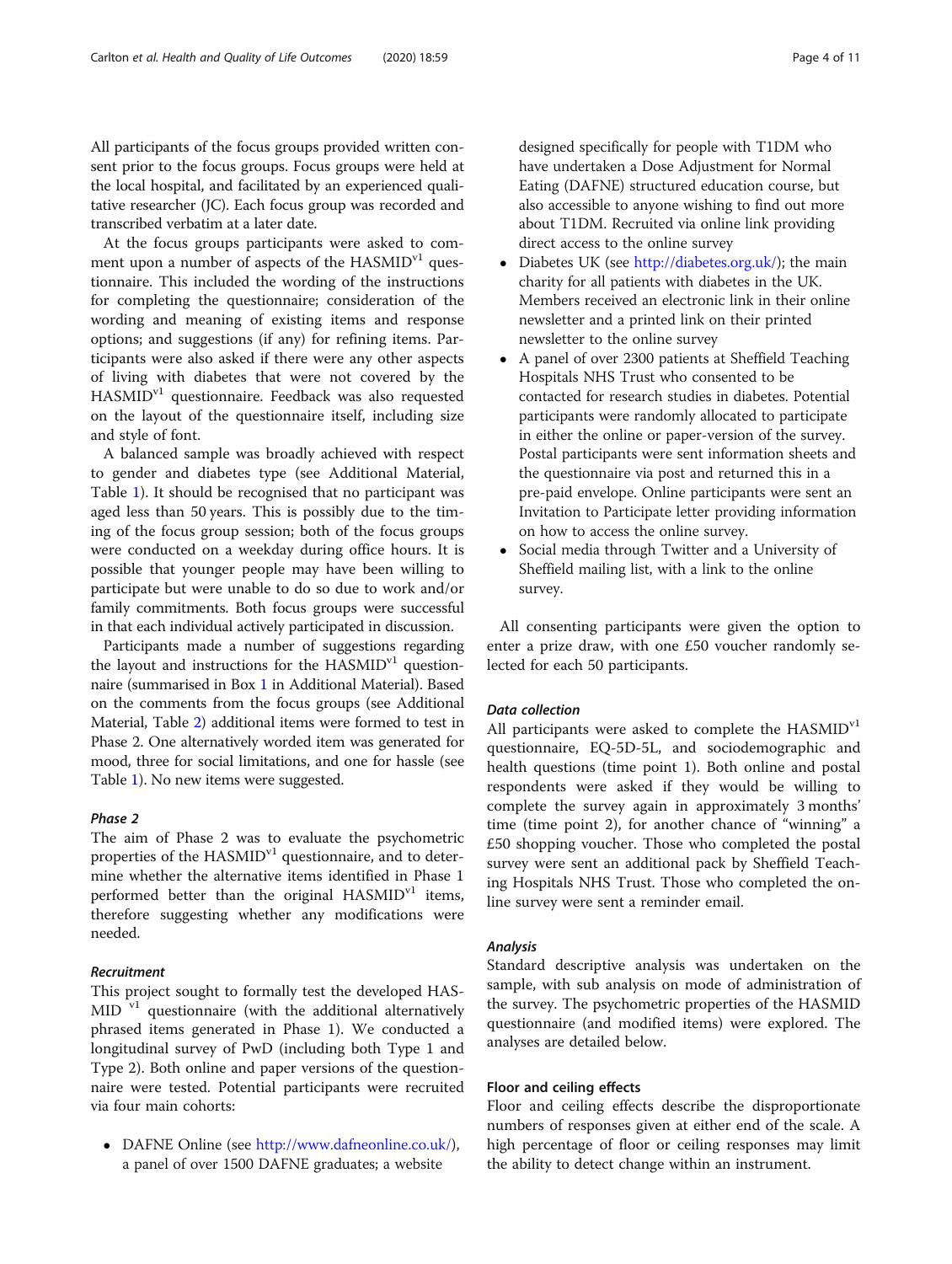All participants of the focus groups provided written consent prior to the focus groups. Focus groups were held at the local hospital, and facilitated by an experienced qualitative researcher (JC). Each focus group was recorded and transcribed verbatim at a later date.

At the focus groups participants were asked to comment upon a number of aspects of the HASMID$^{v1}$ questionnaire. This included the wording of the instructions for completing the questionnaire; consideration of the wording and meaning of existing items and response options; and suggestions (if any) for refining items. Participants were also asked if there were any other aspects of living with diabetes that were not covered by the HASMID$^{v1}$ questionnaire. Feedback was also requested on the layout of the questionnaire itself, including size and style of font.

A balanced sample was broadly achieved with respect to gender and diabetes type (see Additional Material, Table 1). It should be recognised that no participant was aged less than 50 years. This is possibly due to the timing of the focus group session; both of the focus groups were conducted on a weekday during office hours. It is possible that younger people may have been willing to participate but were unable to do so due to work and/or family commitments. Both focus groups were successful in that each individual actively participated in discussion.

Participants made a number of suggestions regarding the layout and instructions for the HASMID$^{v1}$ questionnaire (summarised in Box 1 in Additional Material). Based on the comments from the focus groups (see Additional Material, Table 2) additional items were formed to test in Phase 2. One alternatively worded item was generated for mood, three for social limitations, and one for hassle (see Table 1). No new items were suggested.

### Phase 2

The aim of Phase 2 was to evaluate the psychometric properties of the HASMID$^{v1}$ questionnaire, and to determine whether the alternative items identified in Phase 1 performed better than the original HASMID$^{v1}$ items, therefore suggesting whether any modifications were needed.

#### Recruitment

This project sought to formally test the developed HASMID $^{v1}$ questionnaire (with the additional alternatively phrased items generated in Phase 1). We conducted a longitudinal survey of PwD (including both Type 1 and Type 2). Both online and paper versions of the questionnaire were tested. Potential participants were recruited via four main cohorts:

- DAFNE Online (see http://www.dafneonline.co.uk/), a panel of over 1500 DAFNE graduates; a website designed specifically for people with T1DM who have undertaken a Dose Adjustment for Normal Eating (DAFNE) structured education course, but also accessible to anyone wishing to find out more about T1DM. Recruited via online link providing direct access to the online survey
- Diabetes UK (see http://diabetes.org.uk/); the main charity for all patients with diabetes in the UK. Members received an electronic link in their online newsletter and a printed link on their printed newsletter to the online survey
- A panel of over 2300 patients at Sheffield Teaching Hospitals NHS Trust who consented to be contacted for research studies in diabetes. Potential participants were randomly allocated to participate in either the online or paper-version of the survey. Postal participants were sent information sheets and the questionnaire via post and returned this in a pre-paid envelope. Online participants were sent an Invitation to Participate letter providing information on how to access the online survey.
- Social media through Twitter and a University of Sheffield mailing list, with a link to the online survey.

All consenting participants were given the option to enter a prize draw, with one £50 voucher randomly selected for each 50 participants.

#### Data collection

All participants were asked to complete the HASMID$^{v1}$ questionnaire, EQ-5D-5L, and sociodemographic and health questions (time point 1). Both online and postal respondents were asked if they would be willing to complete the survey again in approximately 3 months' time (time point 2), for another chance of "winning" a £50 shopping voucher. Those who completed the postal survey were sent an additional pack by Sheffield Teaching Hospitals NHS Trust. Those who completed the online survey were sent a reminder email.

#### Analysis

Standard descriptive analysis was undertaken on the sample, with sub analysis on mode of administration of the survey. The psychometric properties of the HASMID questionnaire (and modified items) were explored. The analyses are detailed below.

#### Floor and ceiling effects

Floor and ceiling effects describe the disproportionate numbers of responses given at either end of the scale. A high percentage of floor or ceiling responses may limit the ability to detect change within an instrument.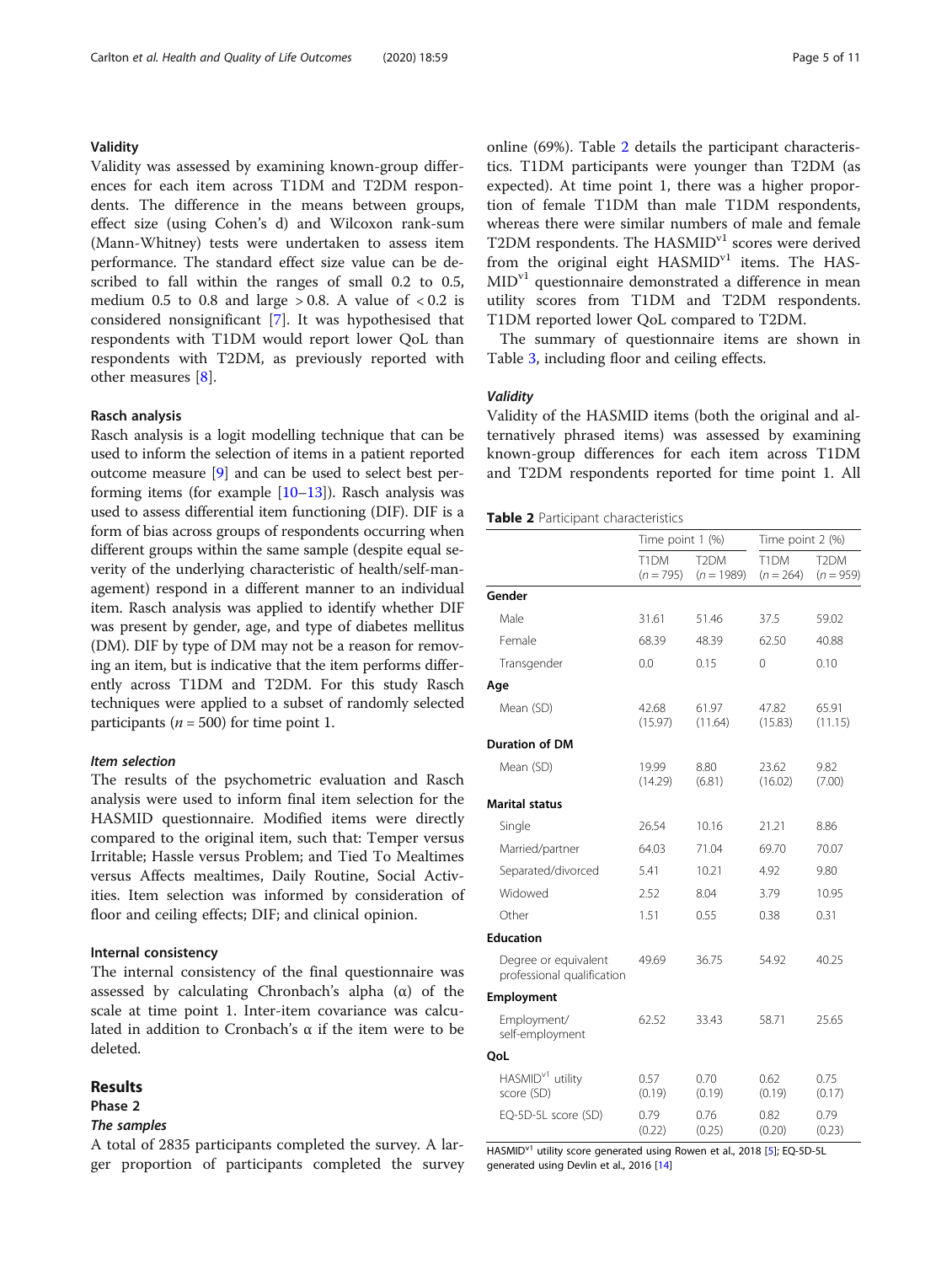### Validity

Validity was assessed by examining known-group differences for each item across T1DM and T2DM respondents. The difference in the means between groups, effect size (using Cohen's d) and Wilcoxon rank-sum (Mann-Whitney) tests were undertaken to assess item performance. The standard effect size value can be described to fall within the ranges of small 0.2 to 0.5, medium 0.5 to 0.8 and large > 0.8. A value of < 0.2 is considered nonsignificant [7]. It was hypothesised that respondents with T1DM would report lower QoL than respondents with T2DM, as previously reported with other measures [8].

### Rasch analysis

Rasch analysis is a logit modelling technique that can be used to inform the selection of items in a patient reported outcome measure [9] and can be used to select best performing items (for example [10–13]). Rasch analysis was used to assess differential item functioning (DIF). DIF is a form of bias across groups of respondents occurring when different groups within the same sample (despite equal severity of the underlying characteristic of health/self-management) respond in a different manner to an individual item. Rasch analysis was applied to identify whether DIF was present by gender, age, and type of diabetes mellitus (DM). DIF by type of DM may not be a reason for removing an item, but is indicative that the item performs differently across T1DM and T2DM. For this study Rasch techniques were applied to a subset of randomly selected participants ($n = 500$) for time point 1.

#### *Item selection*

The results of the psychometric evaluation and Rasch analysis were used to inform final item selection for the HASMID questionnaire. Modified items were directly compared to the original item, such that: Temper versus Irritable; Hassle versus Problem; and Tied To Mealtimes versus Affects mealtimes, Daily Routine, Social Activities. Item selection was informed by consideration of floor and ceiling effects; DIF; and clinical opinion.

### Internal consistency

The internal consistency of the final questionnaire was assessed by calculating Chronbach's alpha (α) of the scale at time point 1. Inter-item covariance was calculated in addition to Cronbach's α if the item were to be deleted.

## Results

### Phase 2

#### *The samples*

A total of 2835 participants completed the survey. A larger proportion of participants completed the survey online (69%). Table 2 details the participant characteristics. T1DM participants were younger than T2DM (as expected). At time point 1, there was a higher proportion of female T1DM than male T1DM respondents, whereas there were similar numbers of male and female T2DM respondents. The HASMID$^{v1}$ scores were derived from the original eight HASMID$^{v1}$ items. The HASMID$^{v1}$ questionnaire demonstrated a difference in mean utility scores from T1DM and T2DM respondents. T1DM reported lower QoL compared to T2DM.

The summary of questionnaire items are shown in Table 3, including floor and ceiling effects.

#### *Validity*

Validity of the HASMID items (both the original and alternatively phrased items) was assessed by examining known-group differences for each item across T1DM and T2DM respondents reported for time point 1. All

**Table 2** Participant characteristics

| | Time point 1 (%) | | Time point 2 (%) | |
|---|---|---|---|---|
| | T1DM ($n = 795$) | T2DM ($n = 1989$) | T1DM ($n = 264$) | T2DM ($n = 959$) |
| **Gender** | | | | |
| Male | 31.61 | 51.46 | 37.5 | 59.02 |
| Female | 68.39 | 48.39 | 62.50 | 40.88 |
| Transgender | 0.0 | 0.15 | 0 | 0.10 |
| **Age** | | | | |
| Mean (SD) | 42.68 (15.97) | 61.97 (11.64) | 47.82 (15.83) | 65.91 (11.15) |
| **Duration of DM** | | | | |
| Mean (SD) | 19.99 (14.29) | 8.80 (6.81) | 23.62 (16.02) | 9.82 (7.00) |
| **Marital status** | | | | |
| Single | 26.54 | 10.16 | 21.21 | 8.86 |
| Married/partner | 64.03 | 71.04 | 69.70 | 70.07 |
| Separated/divorced | 5.41 | 10.21 | 4.92 | 9.80 |
| Widowed | 2.52 | 8.04 | 3.79 | 10.95 |
| Other | 1.51 | 0.55 | 0.38 | 0.31 |
| **Education** | | | | |
| Degree or equivalent professional qualification | 49.69 | 36.75 | 54.92 | 40.25 |
| **Employment** | | | | |
| Employment/ self-employment | 62.52 | 33.43 | 58.71 | 25.65 |
| **QoL** | | | | |
| HASMID$^{v1}$ utility score (SD) | 0.57 (0.19) | 0.70 (0.19) | 0.62 (0.19) | 0.75 (0.17) |
| EQ-5D-5L score (SD) | 0.79 (0.22) | 0.76 (0.25) | 0.82 (0.20) | 0.79 (0.23) |

HASMID$^{v1}$ utility score generated using Rowen et al., 2018 [5]; EQ-5D-5L generated using Devlin et al., 2016 [14]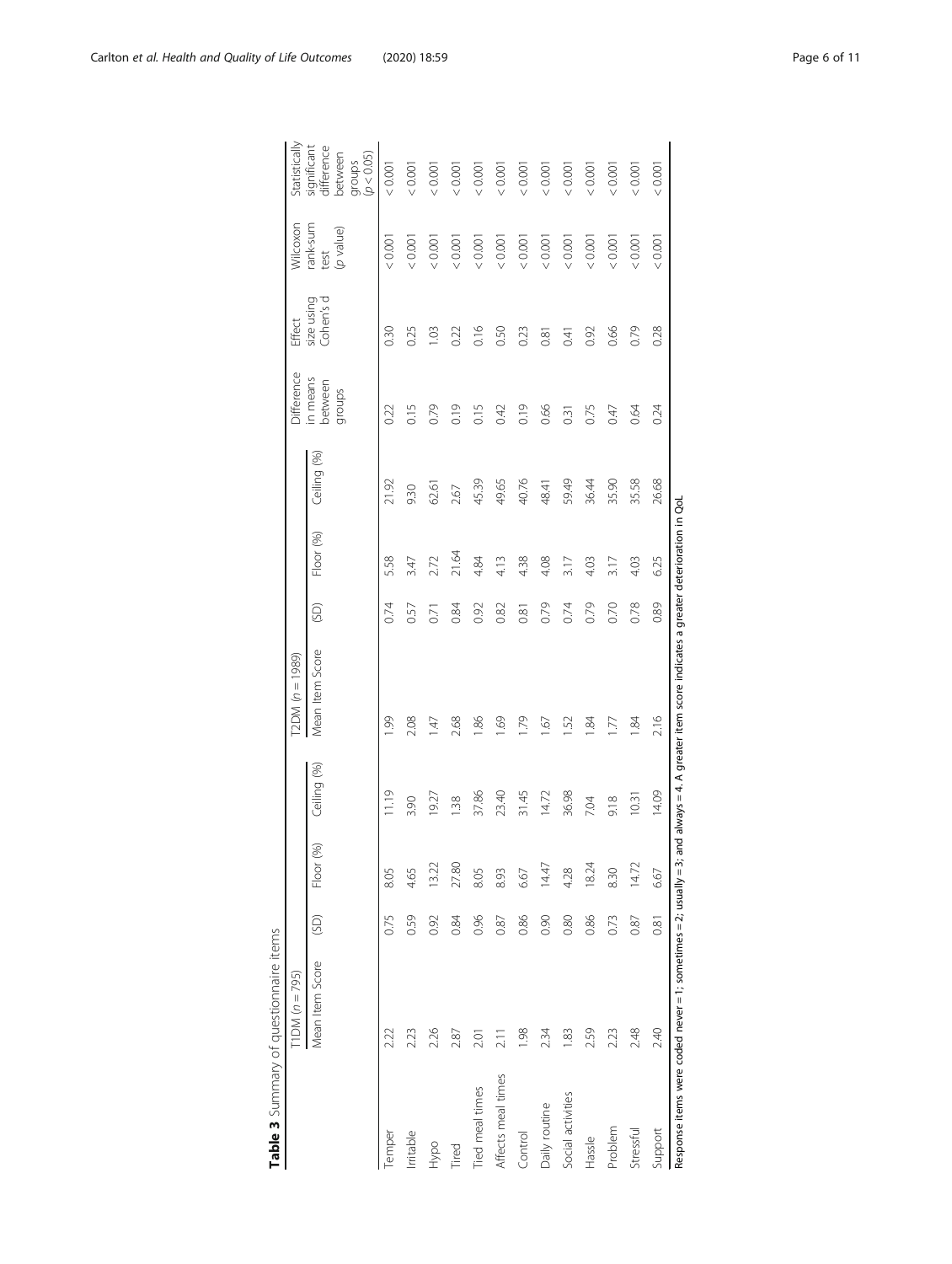**Table 3** Summary of questionnaire items

| | T1DM ($n$ = 795) | | | | T2DM ($n$ = 1989) | | | | Difference in means between groups | Effect size using Cohen's d | Wilcoxon rank-sum test ($p$ value) | Statistically significant difference between groups ($p$ < 0.05) |
|---|---|---|---|---|---|---|---|---|---|---|---|---|
| | Mean Item Score (SD) | Floor (%) | Ceiling (%) | | Mean Item Score | (SD) | Floor (%) | Ceiling (%) | | | | |
| Temper | 2.22 | 0.75 | 8.05 | 11.19 | 1.99 | 0.74 | 5.58 | 21.92 | 0.22 | 0.30 | < 0.001 | < 0.001 |
| Irritable | 2.23 | 0.59 | 4.65 | 3.90 | 2.08 | 0.57 | 3.47 | 9.30 | 0.15 | 0.25 | < 0.001 | < 0.001 |
| Hypo | 2.26 | 0.92 | 13.22 | 19.27 | 1.47 | 0.71 | 2.72 | 62.61 | 0.79 | 1.03 | < 0.001 | < 0.001 |
| Tired | 2.87 | 0.84 | 27.80 | 1.38 | 2.68 | 0.84 | 21.64 | 2.67 | 0.19 | 0.22 | < 0.001 | < 0.001 |
| Tied meal times | 2.01 | 0.96 | 8.05 | 37.86 | 1.86 | 0.92 | 4.84 | 45.39 | 0.15 | 0.16 | < 0.001 | < 0.001 |
| Affects meal times | 2.11 | 0.87 | 8.93 | 23.40 | 1.69 | 0.82 | 4.13 | 49.65 | 0.42 | 0.50 | < 0.001 | < 0.001 |
| Control | 1.98 | 0.86 | 6.67 | 31.45 | 1.79 | 0.81 | 4.38 | 40.76 | 0.19 | 0.23 | < 0.001 | < 0.001 |
| Daily routine | 2.34 | 0.90 | 14.47 | 14.72 | 1.67 | 0.79 | 4.08 | 48.41 | 0.66 | 0.81 | < 0.001 | < 0.001 |
| Social activities | 1.83 | 0.80 | 4.28 | 36.98 | 1.52 | 0.74 | 3.17 | 59.49 | 0.31 | 0.41 | < 0.001 | < 0.001 |
| Hassle | 2.59 | 0.86 | 18.24 | 7.04 | 1.84 | 0.79 | 4.03 | 36.44 | 0.75 | 0.92 | < 0.001 | < 0.001 |
| Problem | 2.23 | 0.73 | 8.30 | 9.18 | 1.77 | 0.70 | 3.17 | 35.90 | 0.47 | 0.66 | < 0.001 | < 0.001 |
| Stressful | 2.48 | 0.87 | 14.72 | 10.31 | 1.84 | 0.78 | 4.03 | 35.58 | 0.64 | 0.79 | < 0.001 | < 0.001 |
| Support | 2.40 | 0.81 | 6.67 | 14.09 | 2.16 | 0.89 | 6.25 | 26.68 | 0.24 | 0.28 | < 0.001 | < 0.001 |

Response items were coded never = 1; sometimes = 2; usually = 3; and always = 4. A greater item score indicates a greater deterioration in QoL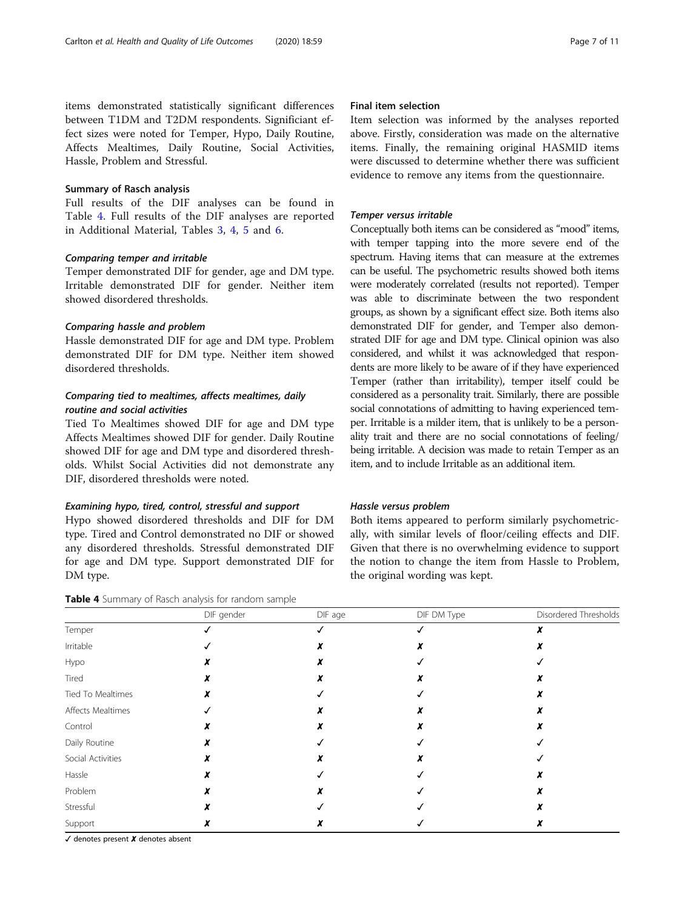items demonstrated statistically significant differences between T1DM and T2DM respondents. Significiant effect sizes were noted for Temper, Hypo, Daily Routine, Affects Mealtimes, Daily Routine, Social Activities, Hassle, Problem and Stressful.

### Summary of Rasch analysis

Full results of the DIF analyses can be found in Table 4. Full results of the DIF analyses are reported in Additional Material, Tables 3, 4, 5 and 6.

#### *Comparing temper and irritable*

Temper demonstrated DIF for gender, age and DM type. Irritable demonstrated DIF for gender. Neither item showed disordered thresholds.

#### *Comparing hassle and problem*

Hassle demonstrated DIF for age and DM type. Problem demonstrated DIF for DM type. Neither item showed disordered thresholds.

#### *Comparing tied to mealtimes, affects mealtimes, daily routine and social activities*

Tied To Mealtimes showed DIF for age and DM type Affects Mealtimes showed DIF for gender. Daily Routine showed DIF for age and DM type and disordered thresholds. Whilst Social Activities did not demonstrate any DIF, disordered thresholds were noted.

#### *Examining hypo, tired, control, stressful and support*

Hypo showed disordered thresholds and DIF for DM type. Tired and Control demonstrated no DIF or showed any disordered thresholds. Stressful demonstrated DIF for age and DM type. Support demonstrated DIF for DM type.

### Final item selection

Item selection was informed by the analyses reported above. Firstly, consideration was made on the alternative items. Finally, the remaining original HASMID items were discussed to determine whether there was sufficient evidence to remove any items from the questionnaire.

#### *Temper versus irritable*

Conceptually both items can be considered as "mood" items, with temper tapping into the more severe end of the spectrum. Having items that can measure at the extremes can be useful. The psychometric results showed both items were moderately correlated (results not reported). Temper was able to discriminate between the two respondent groups, as shown by a significant effect size. Both items also demonstrated DIF for gender, and Temper also demonstrated DIF for age and DM type. Clinical opinion was also considered, and whilst it was acknowledged that respondents are more likely to be aware of if they have experienced Temper (rather than irritability), temper itself could be considered as a personality trait. Similarly, there are possible social connotations of admitting to having experienced temper. Irritable is a milder item, that is unlikely to be a personality trait and there are no social connotations of feeling/being irritable. A decision was made to retain Temper as an item, and to include Irritable as an additional item.

#### *Hassle versus problem*

Both items appeared to perform similarly psychometrically, with similar levels of floor/ceiling effects and DIF. Given that there is no overwhelming evidence to support the notion to change the item from Hassle to Problem, the original wording was kept.

**Table 4** Summary of Rasch analysis for random sample

| | DIF gender | DIF age | DIF DM Type | Disordered Thresholds |
|---|---|---|---|---|
| Temper | ✓ | ✓ | ✓ | ✗ |
| Irritable | ✓ | ✗ | ✗ | ✗ |
| Hypo | ✗ | ✗ | ✓ | ✓ |
| Tired | ✗ | ✗ | ✗ | ✗ |
| Tied To Mealtimes | ✗ | ✓ | ✓ | ✗ |
| Affects Mealtimes | ✓ | ✗ | ✗ | ✗ |
| Control | ✗ | ✗ | ✗ | ✗ |
| Daily Routine | ✗ | ✓ | ✓ | ✓ |
| Social Activities | ✗ | ✗ | ✗ | ✓ |
| Hassle | ✗ | ✓ | ✓ | ✗ |
| Problem | ✗ | ✗ | ✓ | ✗ |
| Stressful | ✗ | ✓ | ✓ | ✗ |
| Support | ✗ | ✗ | ✓ | ✗ |

✓ denotes present ✗ denotes absent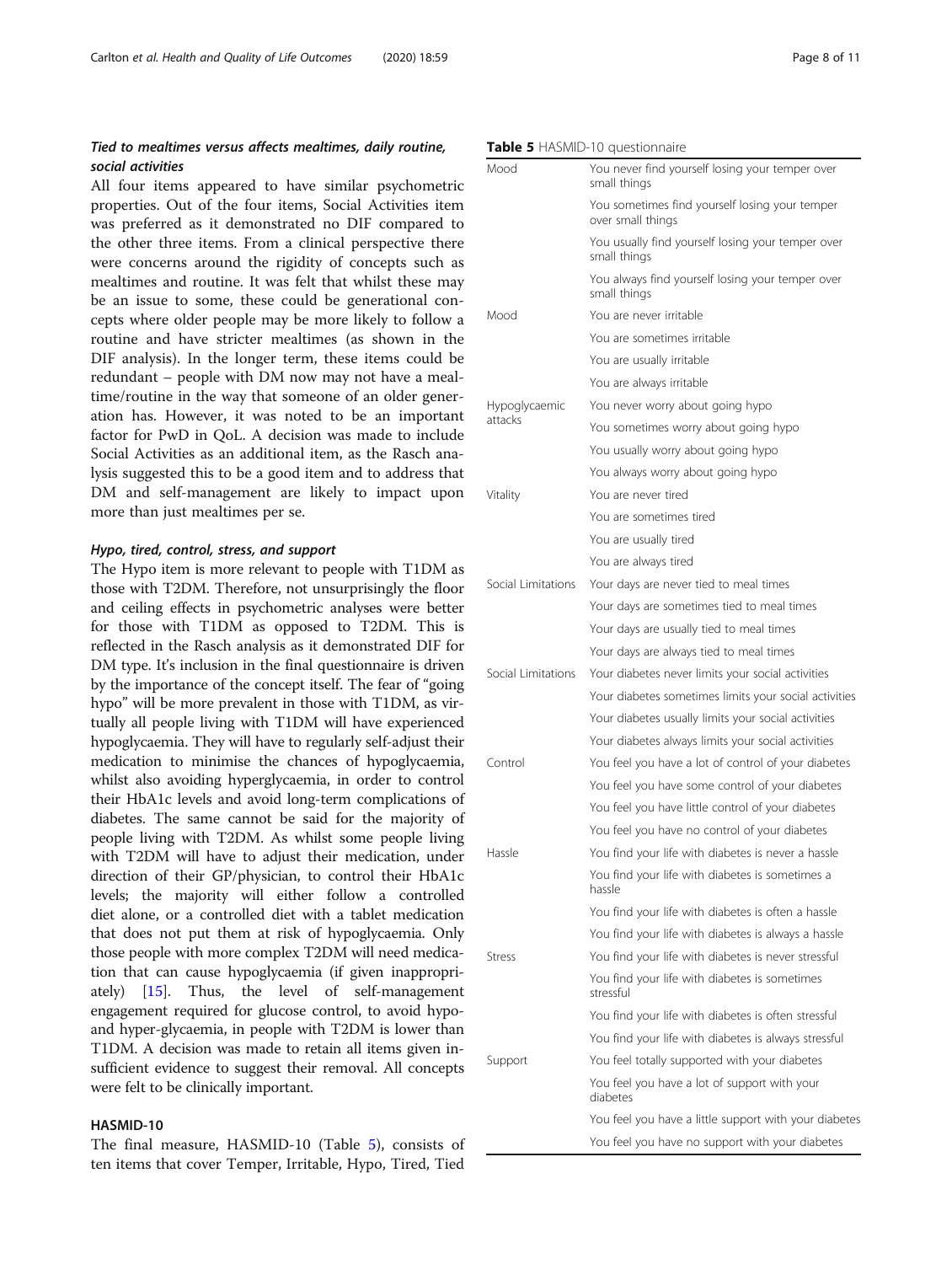### Tied to mealtimes versus affects mealtimes, daily routine, social activities

All four items appeared to have similar psychometric properties. Out of the four items, Social Activities item was preferred as it demonstrated no DIF compared to the other three items. From a clinical perspective there were concerns around the rigidity of concepts such as mealtimes and routine. It was felt that whilst these may be an issue to some, these could be generational concepts where older people may be more likely to follow a routine and have stricter mealtimes (as shown in the DIF analysis). In the longer term, these items could be redundant – people with DM now may not have a mealtime/routine in the way that someone of an older generation has. However, it was noted to be an important factor for PwD in QoL. A decision was made to include Social Activities as an additional item, as the Rasch analysis suggested this to be a good item and to address that DM and self-management are likely to impact upon more than just mealtimes per se.

### Hypo, tired, control, stress, and support

The Hypo item is more relevant to people with T1DM as those with T2DM. Therefore, not unsurprisingly the floor and ceiling effects in psychometric analyses were better for those with T1DM as opposed to T2DM. This is reflected in the Rasch analysis as it demonstrated DIF for DM type. It's inclusion in the final questionnaire is driven by the importance of the concept itself. The fear of "going hypo" will be more prevalent in those with T1DM, as virtually all people living with T1DM will have experienced hypoglycaemia. They will have to regularly self-adjust their medication to minimise the chances of hypoglycaemia, whilst also avoiding hyperglycaemia, in order to control their HbA1c levels and avoid long-term complications of diabetes. The same cannot be said for the majority of people living with T2DM. As whilst some people living with T2DM will have to adjust their medication, under direction of their GP/physician, to control their HbA1c levels; the majority will either follow a controlled diet alone, or a controlled diet with a tablet medication that does not put them at risk of hypoglycaemia. Only those people with more complex T2DM will need medication that can cause hypoglycaemia (if given inappropriately) [15]. Thus, the level of self-management engagement required for glucose control, to avoid hypo- and hyper-glycaemia, in people with T2DM is lower than T1DM. A decision was made to retain all items given insufficient evidence to suggest their removal. All concepts were felt to be clinically important.

## HASMID-10

The final measure, HASMID-10 (Table 5), consists of ten items that cover Temper, Irritable, Hypo, Tired, Tied

**Table 5** HASMID-10 questionnaire

| | |
|---|---|
| Mood | You never find yourself losing your temper over small things |
| | You sometimes find yourself losing your temper over small things |
| | You usually find yourself losing your temper over small things |
| | You always find yourself losing your temper over small things |
| Mood | You are never irritable |
| | You are sometimes irritable |
| | You are usually irritable |
| | You are always irritable |
| Hypoglycaemic attacks | You never worry about going hypo |
| | You sometimes worry about going hypo |
| | You usually worry about going hypo |
| | You always worry about going hypo |
| Vitality | You are never tired |
| | You are sometimes tired |
| | You are usually tired |
| | You are always tired |
| Social Limitations | Your days are never tied to meal times |
| | Your days are sometimes tied to meal times |
| | Your days are usually tied to meal times |
| | Your days are always tied to meal times |
| Social Limitations | Your diabetes never limits your social activities |
| | Your diabetes sometimes limits your social activities |
| | Your diabetes usually limits your social activities |
| | Your diabetes always limits your social activities |
| Control | You feel you have a lot of control of your diabetes |
| | You feel you have some control of your diabetes |
| | You feel you have little control of your diabetes |
| | You feel you have no control of your diabetes |
| Hassle | You find your life with diabetes is never a hassle |
| | You find your life with diabetes is sometimes a hassle |
| | You find your life with diabetes is often a hassle |
| | You find your life with diabetes is always a hassle |
| Stress | You find your life with diabetes is never stressful |
| | You find your life with diabetes is sometimes stressful |
| | You find your life with diabetes is often stressful |
| | You find your life with diabetes is always stressful |
| Support | You feel totally supported with your diabetes |
| | You feel you have a lot of support with your diabetes |
| | You feel you have a little support with your diabetes |
| | You feel you have no support with your diabetes |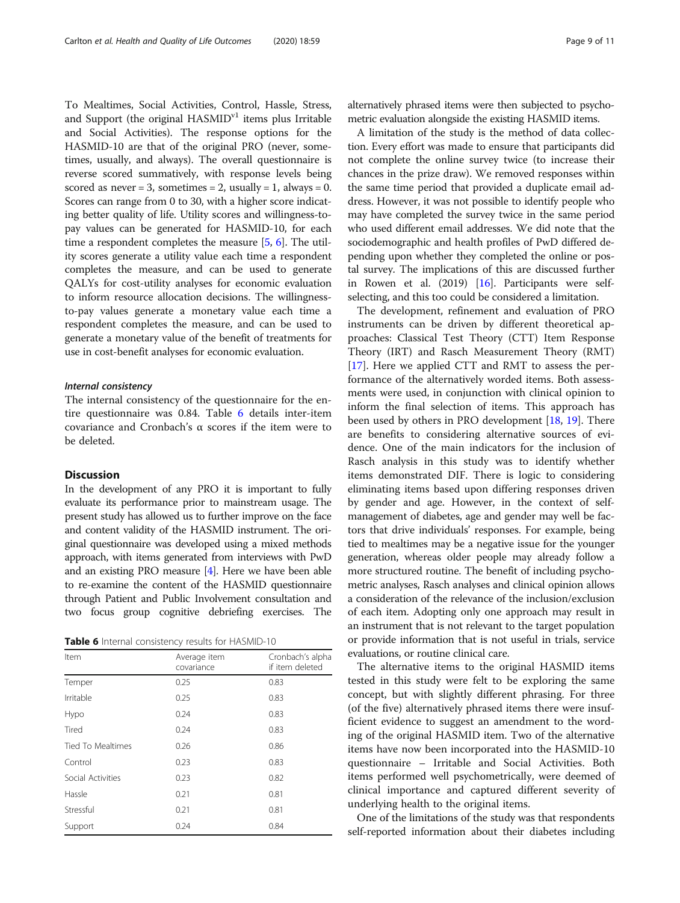To Mealtimes, Social Activities, Control, Hassle, Stress, and Support (the original HASMID[v1] items plus Irritable and Social Activities). The response options for the HASMID-10 are that of the original PRO (never, sometimes, usually, and always). The overall questionnaire is reverse scored summatively, with response levels being scored as never = 3, sometimes = 2, usually = 1, always = 0. Scores can range from 0 to 30, with a higher score indicating better quality of life. Utility scores and willingness-to-pay values can be generated for HASMID-10, for each time a respondent completes the measure [5, 6]. The utility scores generate a utility value each time a respondent completes the measure, and can be used to generate QALYs for cost-utility analyses for economic evaluation to inform resource allocation decisions. The willingness-to-pay values generate a monetary value each time a respondent completes the measure, and can be used to generate a monetary value of the benefit of treatments for use in cost-benefit analyses for economic evaluation.

#### *Internal consistency*

The internal consistency of the questionnaire for the entire questionnaire was 0.84. Table 6 details inter-item covariance and Cronbach's α scores if the item were to be deleted.

## Discussion

In the development of any PRO it is important to fully evaluate its performance prior to mainstream usage. The present study has allowed us to further improve on the face and content validity of the HASMID instrument. The original questionnaire was developed using a mixed methods approach, with items generated from interviews with PwD and an existing PRO measure [4]. Here we have been able to re-examine the content of the HASMID questionnaire through Patient and Public Involvement consultation and two focus group cognitive debriefing exercises. The alternatively phrased items were then subjected to psychometric evaluation alongside the existing HASMID items.

**Table 6** Internal consistency results for HASMID-10

| Item | Average item covariance | Cronbach's alpha if item deleted |
|---|---|---|
| Temper | 0.25 | 0.83 |
| Irritable | 0.25 | 0.83 |
| Hypo | 0.24 | 0.83 |
| Tired | 0.24 | 0.83 |
| Tied To Mealtimes | 0.26 | 0.86 |
| Control | 0.23 | 0.83 |
| Social Activities | 0.23 | 0.82 |
| Hassle | 0.21 | 0.81 |
| Stressful | 0.21 | 0.81 |
| Support | 0.24 | 0.84 |

A limitation of the study is the method of data collection. Every effort was made to ensure that participants did not complete the online survey twice (to increase their chances in the prize draw). We removed responses within the same time period that provided a duplicate email address. However, it was not possible to identify people who may have completed the survey twice in the same period who used different email addresses. We did note that the sociodemographic and health profiles of PwD differed depending upon whether they completed the online or postal survey. The implications of this are discussed further in Rowen et al. (2019) [16]. Participants were self-selecting, and this too could be considered a limitation.

The development, refinement and evaluation of PRO instruments can be driven by different theoretical approaches: Classical Test Theory (CTT) Item Response Theory (IRT) and Rasch Measurement Theory (RMT) [17]. Here we applied CTT and RMT to assess the performance of the alternatively worded items. Both assessments were used, in conjunction with clinical opinion to inform the final selection of items. This approach has been used by others in PRO development [18, 19]. There are benefits to considering alternative sources of evidence. One of the main indicators for the inclusion of Rasch analysis in this study was to identify whether items demonstrated DIF. There is logic to considering eliminating items based upon differing responses driven by gender and age. However, in the context of self-management of diabetes, age and gender may well be factors that drive individuals' responses. For example, being tied to mealtimes may be a negative issue for the younger generation, whereas older people may already follow a more structured routine. The benefit of including psychometric analyses, Rasch analyses and clinical opinion allows a consideration of the relevance of the inclusion/exclusion of each item. Adopting only one approach may result in an instrument that is not relevant to the target population or provide information that is not useful in trials, service evaluations, or routine clinical care.

The alternative items to the original HASMID items tested in this study were felt to be exploring the same concept, but with slightly different phrasing. For three (of the five) alternatively phrased items there were insufficient evidence to suggest an amendment to the wording of the original HASMID item. Two of the alternative items have now been incorporated into the HASMID-10 questionnaire – Irritable and Social Activities. Both items performed well psychometrically, were deemed of clinical importance and captured different severity of underlying health to the original items.

One of the limitations of the study was that respondents self-reported information about their diabetes including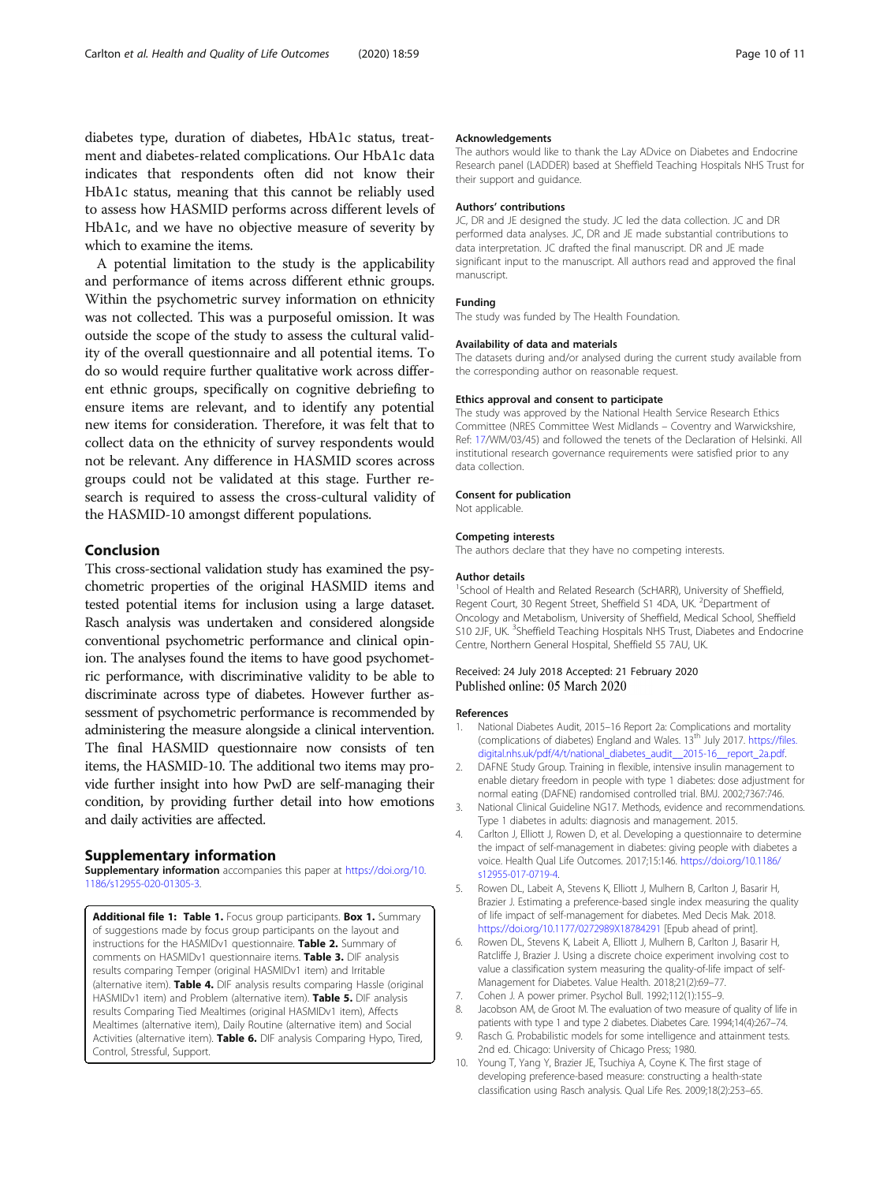diabetes type, duration of diabetes, HbA1c status, treatment and diabetes-related complications. Our HbA1c data indicates that respondents often did not know their HbA1c status, meaning that this cannot be reliably used to assess how HASMID performs across different levels of HbA1c, and we have no objective measure of severity by which to examine the items.

A potential limitation to the study is the applicability and performance of items across different ethnic groups. Within the psychometric survey information on ethnicity was not collected. This was a purposeful omission. It was outside the scope of the study to assess the cultural validity of the overall questionnaire and all potential items. To do so would require further qualitative work across different ethnic groups, specifically on cognitive debriefing to ensure items are relevant, and to identify any potential new items for consideration. Therefore, it was felt that to collect data on the ethnicity of survey respondents would not be relevant. Any difference in HASMID scores across groups could not be validated at this stage. Further research is required to assess the cross-cultural validity of the HASMID-10 amongst different populations.

## Conclusion

This cross-sectional validation study has examined the psychometric properties of the original HASMID items and tested potential items for inclusion using a large dataset. Rasch analysis was undertaken and considered alongside conventional psychometric performance and clinical opinion. The analyses found the items to have good psychometric performance, with discriminative validity to be able to discriminate across type of diabetes. However further assessment of psychometric performance is recommended by administering the measure alongside a clinical intervention. The final HASMID questionnaire now consists of ten items, the HASMID-10. The additional two items may provide further insight into how PwD are self-managing their condition, by providing further detail into how emotions and daily activities are affected.

## Supplementary information

**Supplementary information** accompanies this paper at https://doi.org/10.1186/s12955-020-01305-3.

**Additional file 1: Table 1.** Focus group participants. **Box 1.** Summary of suggestions made by focus group participants on the layout and instructions for the HASMIDv1 questionnaire. **Table 2.** Summary of comments on HASMIDv1 questionnaire items. **Table 3.** DIF analysis results comparing Temper (original HASMIDv1 item) and Irritable (alternative item). **Table 4.** DIF analysis results comparing Hassle (original HASMIDv1 item) and Problem (alternative item). **Table 5.** DIF analysis results Comparing Tied Mealtimes (original HASMIDv1 item), Affects Mealtimes (alternative item), Daily Routine (alternative item) and Social Activities (alternative item). **Table 6.** DIF analysis Comparing Hypo, Tired, Control, Stressful, Support.

### Acknowledgements

The authors would like to thank the Lay ADvice on Diabetes and Endocrine Research panel (LADDER) based at Sheffield Teaching Hospitals NHS Trust for their support and guidance.

### Authors' contributions

JC, DR and JE designed the study. JC led the data collection. JC and DR performed data analyses. JC, DR and JE made substantial contributions to data interpretation. JC drafted the final manuscript. DR and JE made significant input to the manuscript. All authors read and approved the final manuscript.

### Funding

The study was funded by The Health Foundation.

### Availability of data and materials

The datasets during and/or analysed during the current study available from the corresponding author on reasonable request.

### Ethics approval and consent to participate

The study was approved by the National Health Service Research Ethics Committee (NRES Committee West Midlands – Coventry and Warwickshire, Ref: 17/WM/03/45) and followed the tenets of the Declaration of Helsinki. All institutional research governance requirements were satisfied prior to any data collection.

### Consent for publication

Not applicable.

### Competing interests

The authors declare that they have no competing interests.

### Author details

[1]School of Health and Related Research (ScHARR), University of Sheffield, Regent Court, 30 Regent Street, Sheffield S1 4DA, UK. [2]Department of Oncology and Metabolism, University of Sheffield, Medical School, Sheffield S10 2JF, UK. [3]Sheffield Teaching Hospitals NHS Trust, Diabetes and Endocrine Centre, Northern General Hospital, Sheffield S5 7AU, UK.

Received: 24 July 2018 Accepted: 21 February 2020
Published online: 05 March 2020

### References

1. National Diabetes Audit, 2015–16 Report 2a: Complications and mortality (complications of diabetes) England and Wales. 13th July 2017. https://files.digital.nhs.uk/pdf/4/t/national_diabetes_audit__2015-16__report_2a.pdf.
2. DAFNE Study Group. Training in flexible, intensive insulin management to enable dietary freedom in people with type 1 diabetes: dose adjustment for normal eating (DAFNE) randomised controlled trial. BMJ. 2002;7367:746.
3. National Clinical Guideline NG17. Methods, evidence and recommendations. Type 1 diabetes in adults: diagnosis and management. 2015.
4. Carlton J, Elliott J, Rowen D, et al. Developing a questionnaire to determine the impact of self-management in diabetes: giving people with diabetes a voice. Health Qual Life Outcomes. 2017;15:146. https://doi.org/10.1186/s12955-017-0719-4.
5. Rowen DL, Labeit A, Stevens K, Elliott J, Mulhern B, Carlton J, Basarir H, Brazier J. Estimating a preference-based single index measuring the quality of life impact of self-management for diabetes. Med Decis Mak. 2018. https://doi.org/10.1177/0272989X18784291 [Epub ahead of print].
6. Rowen DL, Stevens K, Labeit A, Elliott J, Mulhern B, Carlton J, Basarir H, Ratcliffe J, Brazier J. Using a discrete choice experiment involving cost to value a classification system measuring the quality-of-life impact of self-Management for Diabetes. Value Health. 2018;21(2):69–77.
7. Cohen J. A power primer. Psychol Bull. 1992;112(1):155–9.
8. Jacobson AM, de Groot M. The evaluation of two measure of quality of life in patients with type 1 and type 2 diabetes. Diabetes Care. 1994;14(4):267–74.
9. Rasch G. Probabilistic models for some intelligence and attainment tests. 2nd ed. Chicago: University of Chicago Press; 1980.
10. Young T, Yang Y, Brazier JE, Tsuchiya A, Coyne K. The first stage of developing preference-based measure: constructing a health-state classification using Rasch analysis. Qual Life Res. 2009;18(2):253–65.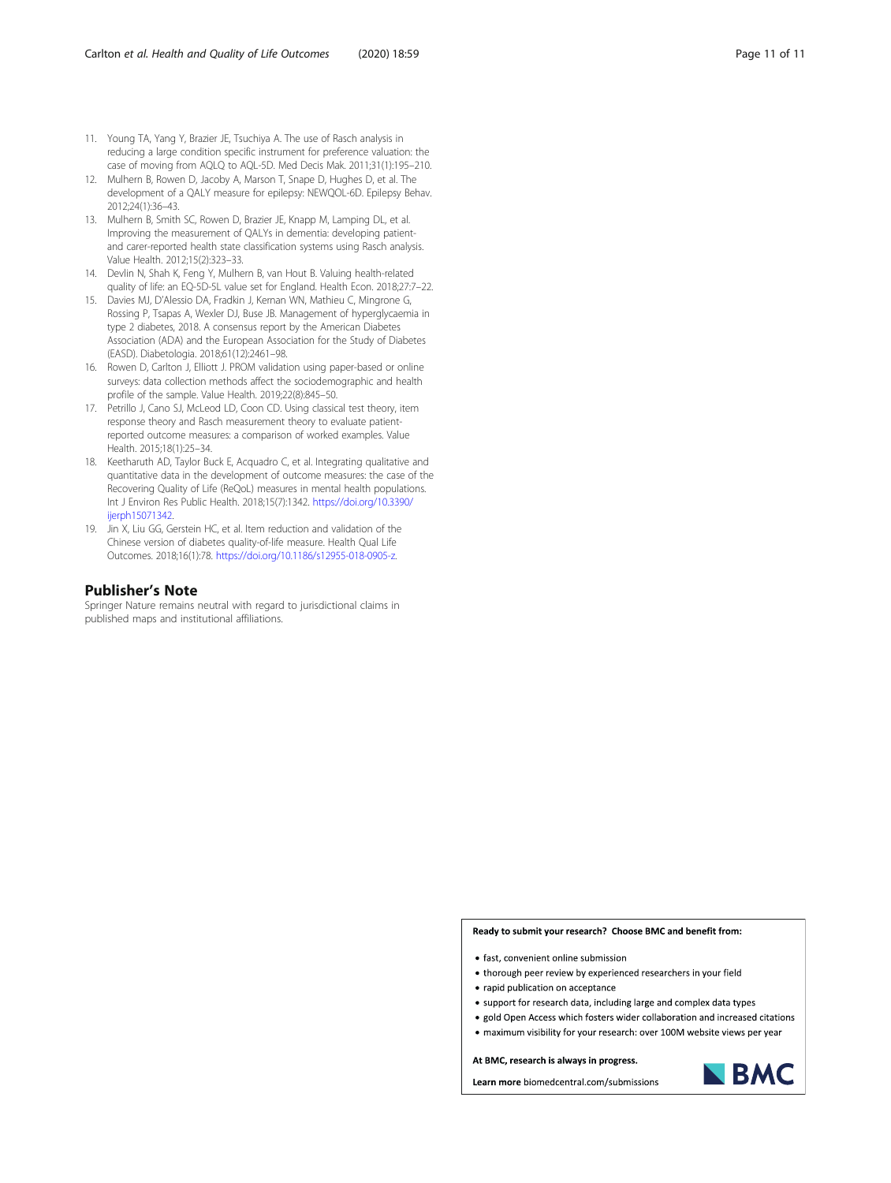11. Young TA, Yang Y, Brazier JE, Tsuchiya A. The use of Rasch analysis in reducing a large condition specific instrument for preference valuation: the case of moving from AQLQ to AQL-5D. Med Decis Mak. 2011;31(1):195–210.
12. Mulhern B, Rowen D, Jacoby A, Marson T, Snape D, Hughes D, et al. The development of a QALY measure for epilepsy: NEWQOL-6D. Epilepsy Behav. 2012;24(1):36–43.
13. Mulhern B, Smith SC, Rowen D, Brazier JE, Knapp M, Lamping DL, et al. Improving the measurement of QALYs in dementia: developing patient- and carer-reported health state classification systems using Rasch analysis. Value Health. 2012;15(2):323–33.
14. Devlin N, Shah K, Feng Y, Mulhern B, van Hout B. Valuing health-related quality of life: an EQ-5D-5L value set for England. Health Econ. 2018;27:7–22.
15. Davies MJ, D'Alessio DA, Fradkin J, Kernan WN, Mathieu C, Mingrone G, Rossing P, Tsapas A, Wexler DJ, Buse JB. Management of hyperglycaemia in type 2 diabetes, 2018. A consensus report by the American Diabetes Association (ADA) and the European Association for the Study of Diabetes (EASD). Diabetologia. 2018;61(12):2461–98.
16. Rowen D, Carlton J, Elliott J. PROM validation using paper-based or online surveys: data collection methods affect the sociodemographic and health profile of the sample. Value Health. 2019;22(8):845–50.
17. Petrillo J, Cano SJ, McLeod LD, Coon CD. Using classical test theory, item response theory and Rasch measurement theory to evaluate patient-reported outcome measures: a comparison of worked examples. Value Health. 2015;18(1):25–34.
18. Keetharuth AD, Taylor Buck E, Acquadro C, et al. Integrating qualitative and quantitative data in the development of outcome measures: the case of the Recovering Quality of Life (ReQoL) measures in mental health populations. Int J Environ Res Public Health. 2018;15(7):1342. https://doi.org/10.3390/ijerph15071342.
19. Jin X, Liu GG, Gerstein HC, et al. Item reduction and validation of the Chinese version of diabetes quality-of-life measure. Health Qual Life Outcomes. 2018;16(1):78. https://doi.org/10.1186/s12955-018-0905-z.

## Publisher's Note

Springer Nature remains neutral with regard to jurisdictional claims in published maps and institutional affiliations.

**Ready to submit your research? Choose BMC and benefit from:**

- fast, convenient online submission
- thorough peer review by experienced researchers in your field
- rapid publication on acceptance
- support for research data, including large and complex data types
- gold Open Access which fosters wider collaboration and increased citations
- maximum visibility for your research: over 100M website views per year

**At BMC, research is always in progress.**

**Learn more** biomedcentral.com/submissions

BMC